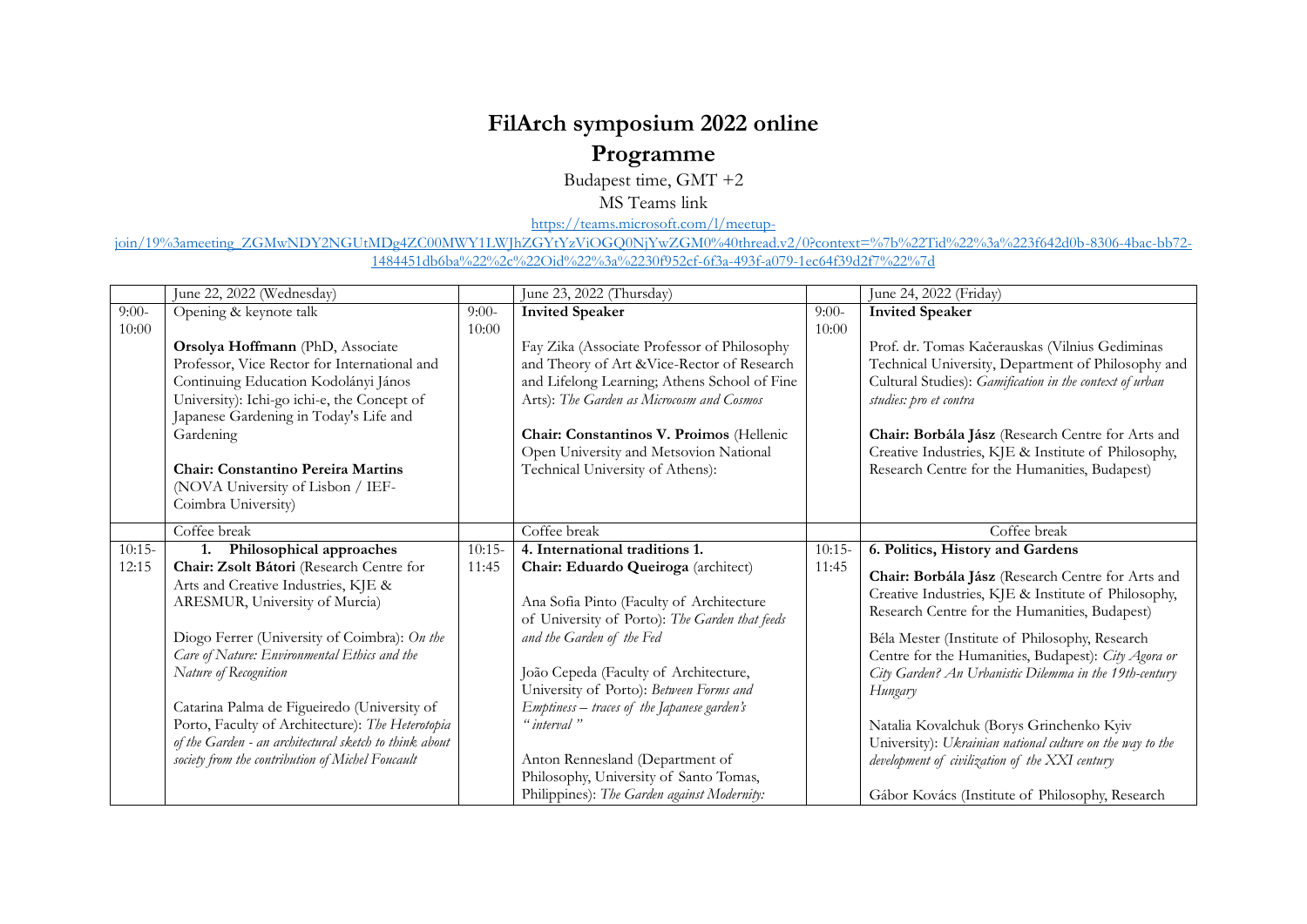# FilArch symposium 2022 online

# Programme

Budapest time, GMT +2

MS Teams link

https://teams.microsoft.com/l/meetup-join/19%3ameeting_ZGMwNDY2NGUtMDg4ZC00MWY1LWJhZGYtYzViOGQ0NjYwZGM0%40thread.v2/0?context=%7b%22Tid%22%3a%223f642d0b-8306-4bac-bb72-1484451db6ba%22%2c%22Oid%22%3a%2230f952cf-6f3a-493f-a079-1ec64f39d2f7%22%7d

| | June 22, 2022 (Wednesday) | | June 23, 2022 (Thursday) | | June 24, 2022 (Friday) |
|---|---|---|---|---|---|
| 9:00-10:00 | Opening & keynote talk<br><br>**Orsolya Hoffmann** (PhD, Associate Professor, Vice Rector for International and Continuing Education Kodolányi János University): Ichi-go ichi-e, the Concept of Japanese Gardening in Today's Life and Gardening<br><br>**Chair: Constantino Pereira Martins** (NOVA University of Lisbon / IEF-Coimbra University) | 9:00-10:00 | **Invited Speaker**<br><br>Fay Zika (Associate Professor of Philosophy and Theory of Art &Vice-Rector of Research and Lifelong Learning; Athens School of Fine Arts): *The Garden as Microcosm and Cosmos*<br><br>**Chair: Constantinos V. Proimos** (Hellenic Open University and Metsovion National Technical University of Athens): | 9:00-10:00 | **Invited Speaker**<br><br>Prof. dr. Tomas Kačerauskas (Vilnius Gediminas Technical University, Department of Philosophy and Cultural Studies): *Gamification in the context of urban studies: pro et contra*<br><br>**Chair: Borbála Jász** (Research Centre for Arts and Creative Industries, KJE & Institute of Philosophy, Research Centre for the Humanities, Budapest) |
| | Coffee break | | Coffee break | | Coffee break |
| 10:15-12:15 | **1. Philosophical approaches**<br>**Chair: Zsolt Bátori** (Research Centre for Arts and Creative Industries, KJE & ARESMUR, University of Murcia)<br><br>Diogo Ferrer (University of Coimbra): *On the Care of Nature: Environmental Ethics and the Nature of Recognition*<br><br>Catarina Palma de Figueiredo (University of Porto, Faculty of Architecture): *The Heterotopia of the Garden - an architectural sketch to think about society from the contribution of Michel Foucault* | 10:15-11:45 | **4. International traditions 1.**<br>**Chair: Eduardo Queiroga** (architect)<br><br>Ana Sofia Pinto (Faculty of Architecture of University of Porto): *The Garden that feeds and the Garden of the Fed*<br><br>João Cepeda (Faculty of Architecture, University of Porto): *Between Forms and Emptiness – traces of the Japanese garden's "interval"*<br><br>Anton Rennesland (Department of Philosophy, University of Santo Tomas, Philippines): *The Garden against Modernity:* | 10:15-11:45 | **6. Politics, History and Gardens**<br><br>**Chair: Borbála Jász** (Research Centre for Arts and Creative Industries, KJE & Institute of Philosophy, Research Centre for the Humanities, Budapest)<br><br>Béla Mester (Institute of Philosophy, Research Centre for the Humanities, Budapest): *City Agora or City Garden? An Urbanistic Dilemma in the 19th-century Hungary*<br><br>Natalia Kovalchuk (Borys Grinchenko Kyiv University): *Ukrainian national culture on the way to the development of civilization of the XXI century*<br><br>Gábor Kovács (Institute of Philosophy, Research |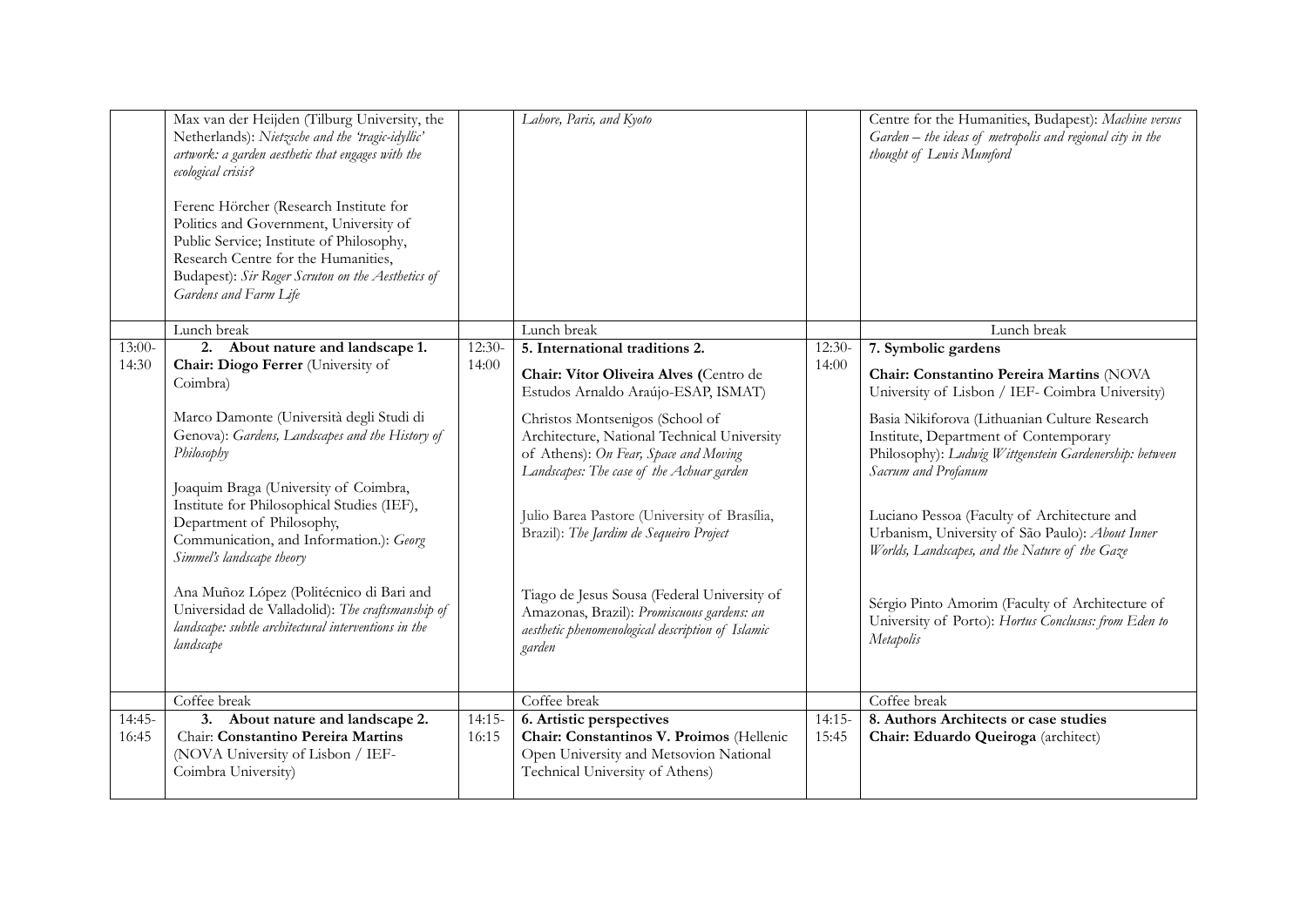| | | | | | |
|---|---|---|---|---|---|
| | Max van der Heijden (Tilburg University, the Netherlands): *Nietzsche and the 'tragic-idyllic' artwork: a garden aesthetic that engages with the ecological crisis?*<br><br>Ferenc Hörcher (Research Institute for Politics and Government, University of Public Service; Institute of Philosophy, Research Centre for the Humanities, Budapest): *Sir Roger Scruton on the Aesthetics of Gardens and Farm Life* | | *Lahore, Paris, and Kyoto* | | Centre for the Humanities, Budapest): *Machine versus Garden – the ideas of metropolis and regional city in the thought of Lewis Mumford* |
| | Lunch break | | Lunch break | | Lunch break |
| 13:00-14:30 | **2. About nature and landscape 1.**<br>**Chair: Diogo Ferrer** (University of Coimbra)<br><br>Marco Damonte (Università degli Studi di Genova): *Gardens, Landscapes and the History of Philosophy*<br><br>Joaquim Braga (University of Coimbra, Institute for Philosophical Studies (IEF), Department of Philosophy, Communication, and Information.): *Georg Simmel's landscape theory*<br><br>Ana Muñoz López (Politécnico di Bari and Universidad de Valladolid): *The craftsmanship of landscape: subtle architectural interventions in the landscape* | 12:30-14:00 | **5. International traditions 2.**<br>**Chair: Vítor Oliveira Alves (**Centro de Estudos Arnaldo Araújo-ESAP, ISMAT)<br><br>Christos Montsenigos (School of Architecture, National Technical University of Athens): *On Fear, Space and Moving Landscapes: The case of the Achuar garden*<br><br>Julio Barea Pastore (University of Brasília, Brazil): *The Jardim de Sequeiro Project*<br><br>Tiago de Jesus Sousa (Federal University of Amazonas, Brazil): *Promiscuous gardens: an aesthetic phenomenological description of Islamic garden* | 12:30-14:00 | **7. Symbolic gardens**<br>**Chair: Constantino Pereira Martins** (NOVA University of Lisbon / IEF- Coimbra University)<br><br>Basia Nikiforova (Lithuanian Culture Research Institute, Department of Contemporary Philosophy): *Ludwig Wittgenstein Gardenership: between Sacrum and Profanum*<br><br>Luciano Pessoa (Faculty of Architecture and Urbanism, University of São Paulo): *About Inner Worlds, Landscapes, and the Nature of the Gaze*<br><br>Sérgio Pinto Amorim (Faculty of Architecture of University of Porto): *Hortus Conclusus: from Eden to Metapolis* |
| | Coffee break | | Coffee break | | Coffee break |
| 14:45-16:45 | **3. About nature and landscape 2.**<br>Chair: **Constantino Pereira Martins** (NOVA University of Lisbon / IEF-Coimbra University) | 14:15-16:15 | **6. Artistic perspectives**<br>**Chair: Constantinos V. Proimos** (Hellenic Open University and Metsovion National Technical University of Athens) | 14:15-15:45 | **8. Authors Architects or case studies**<br>**Chair: Eduardo Queiroga** (architect) |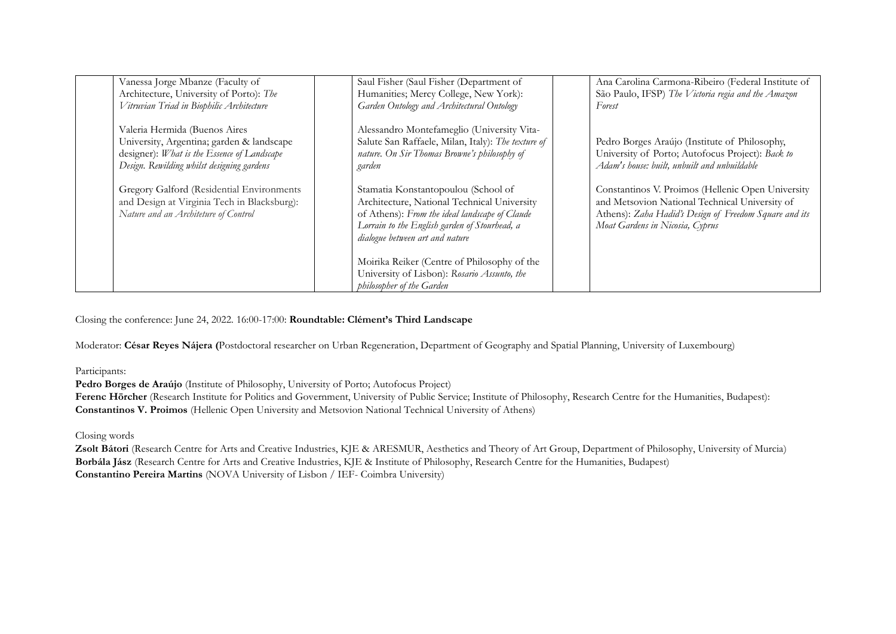| | | | | | |
|---|---|---|---|---|---|
| | Vanessa Jorge Mbanze (Faculty of Architecture, University of Porto): *The Vitruvian Triad in Biophilic Architecture*<br><br>Valeria Hermida (Buenos Aires University, Argentina; garden & landscape designer): *What is the Essence of Landscape Design. Rewilding whilst designing gardens*<br><br>Gregory Galford (Residential Environments and Design at Virginia Tech in Blacksburg): *Nature and an Architeture of Control* | | Saul Fisher (Saul Fisher (Department of Humanities; Mercy College, New York): *Garden Ontology and Architectural Ontology*<br><br>Alessandro Montefameglio (University Vita-Salute San Raffaele, Milan, Italy): *The texture of nature. On Sir Thomas Browne's philosophy of garden*<br><br>Stamatia Konstantopoulou (School of Architecture, National Technical University of Athens): *From the ideal landscape of Claude Lorrain to the English garden of Stourhead, a dialogue between art and nature*<br><br>Moirika Reiker (Centre of Philosophy of the University of Lisbon): *Rosario Assunto, the philosopher of the Garden* | | Ana Carolina Carmona-Ribeiro (Federal Institute of São Paulo, IFSP) *The Victoria regia and the Amazon Forest*<br><br>Pedro Borges Araújo (Institute of Philosophy, University of Porto; Autofocus Project): *Back to Adam's house: built, unbuilt and unbuildable*<br><br>Constantinos V. Proimos (Hellenic Open University and Metsovion National Technical University of Athens): *Zaha Hadid's Design of Freedom Square and its Moat Gardens in Nicosia, Cyprus* |

Closing the conference: June 24, 2022. 16:00-17:00: **Roundtable: Clément's Third Landscape**

Moderator: **César Reyes Nájera (**Postdoctoral researcher on Urban Regeneration, Department of Geography and Spatial Planning, University of Luxembourg)

Participants:
**Pedro Borges de Araújo** (Institute of Philosophy, University of Porto; Autofocus Project)
**Ferenc Hörcher** (Research Institute for Politics and Government, University of Public Service; Institute of Philosophy, Research Centre for the Humanities, Budapest):
**Constantinos V. Proimos** (Hellenic Open University and Metsovion National Technical University of Athens)

Closing words
**Zsolt Bátori** (Research Centre for Arts and Creative Industries, KJE & ARESMUR, Aesthetics and Theory of Art Group, Department of Philosophy, University of Murcia)
**Borbála Jász** (Research Centre for Arts and Creative Industries, KJE & Institute of Philosophy, Research Centre for the Humanities, Budapest)
**Constantino Pereira Martins** (NOVA University of Lisbon / IEF- Coimbra University)